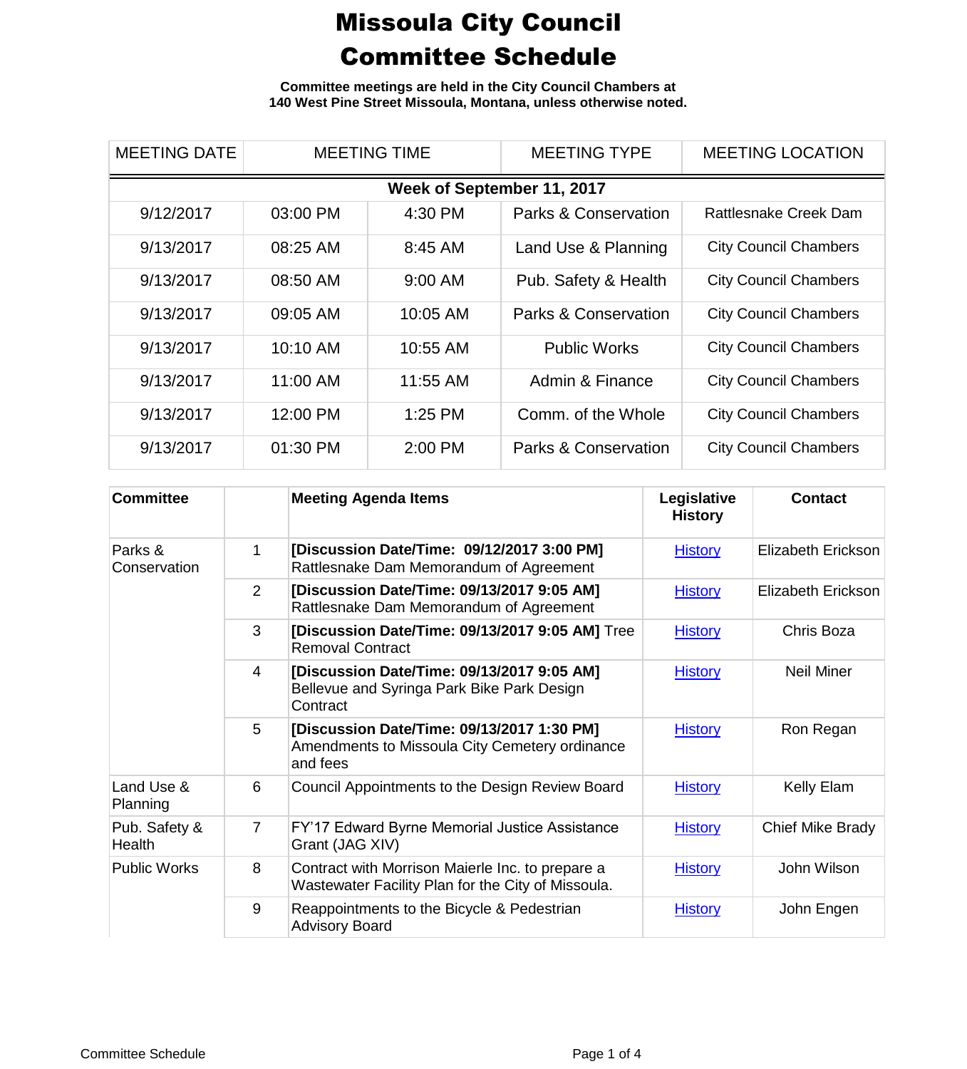# Missoula City Council Committee Schedule

**Committee meetings are held in the City Council Chambers at 140 West Pine Street Missoula, Montana, unless otherwise noted.**

| MEETING DATE | MEETING TIME | | MEETING TYPE | MEETING LOCATION |
|---|---|---|---|---|
| **Week of September 11, 2017** | | | | |
| 9/12/2017 | 03:00 PM | 4:30 PM | Parks & Conservation | Rattlesnake Creek Dam |
| 9/13/2017 | 08:25 AM | 8:45 AM | Land Use & Planning | City Council Chambers |
| 9/13/2017 | 08:50 AM | 9:00 AM | Pub. Safety & Health | City Council Chambers |
| 9/13/2017 | 09:05 AM | 10:05 AM | Parks & Conservation | City Council Chambers |
| 9/13/2017 | 10:10 AM | 10:55 AM | Public Works | City Council Chambers |
| 9/13/2017 | 11:00 AM | 11:55 AM | Admin & Finance | City Council Chambers |
| 9/13/2017 | 12:00 PM | 1:25 PM | Comm. of the Whole | City Council Chambers |
| 9/13/2017 | 01:30 PM | 2:00 PM | Parks & Conservation | City Council Chambers |

| Committee | | Meeting Agenda Items | Legislative History | Contact |
|---|---|---|---|---|
| Parks & Conservation | 1 | **[Discussion Date/Time: 09/12/2017 3:00 PM]** Rattlesnake Dam Memorandum of Agreement | History | Elizabeth Erickson |
| | 2 | **[Discussion Date/Time: 09/13/2017 9:05 AM]** Rattlesnake Dam Memorandum of Agreement | History | Elizabeth Erickson |
| | 3 | **[Discussion Date/Time: 09/13/2017 9:05 AM]** Tree Removal Contract | History | Chris Boza |
| | 4 | **[Discussion Date/Time: 09/13/2017 9:05 AM]** Bellevue and Syringa Park Bike Park Design Contract | History | Neil Miner |
| | 5 | **[Discussion Date/Time: 09/13/2017 1:30 PM]** Amendments to Missoula City Cemetery ordinance and fees | History | Ron Regan |
| Land Use & Planning | 6 | Council Appointments to the Design Review Board | History | Kelly Elam |
| Pub. Safety & Health | 7 | FY'17 Edward Byrne Memorial Justice Assistance Grant (JAG XIV) | History | Chief Mike Brady |
| Public Works | 8 | Contract with Morrison Maierle Inc. to prepare a Wastewater Facility Plan for the City of Missoula. | History | John Wilson |
| | 9 | Reappointments to the Bicycle & Pedestrian Advisory Board | History | John Engen |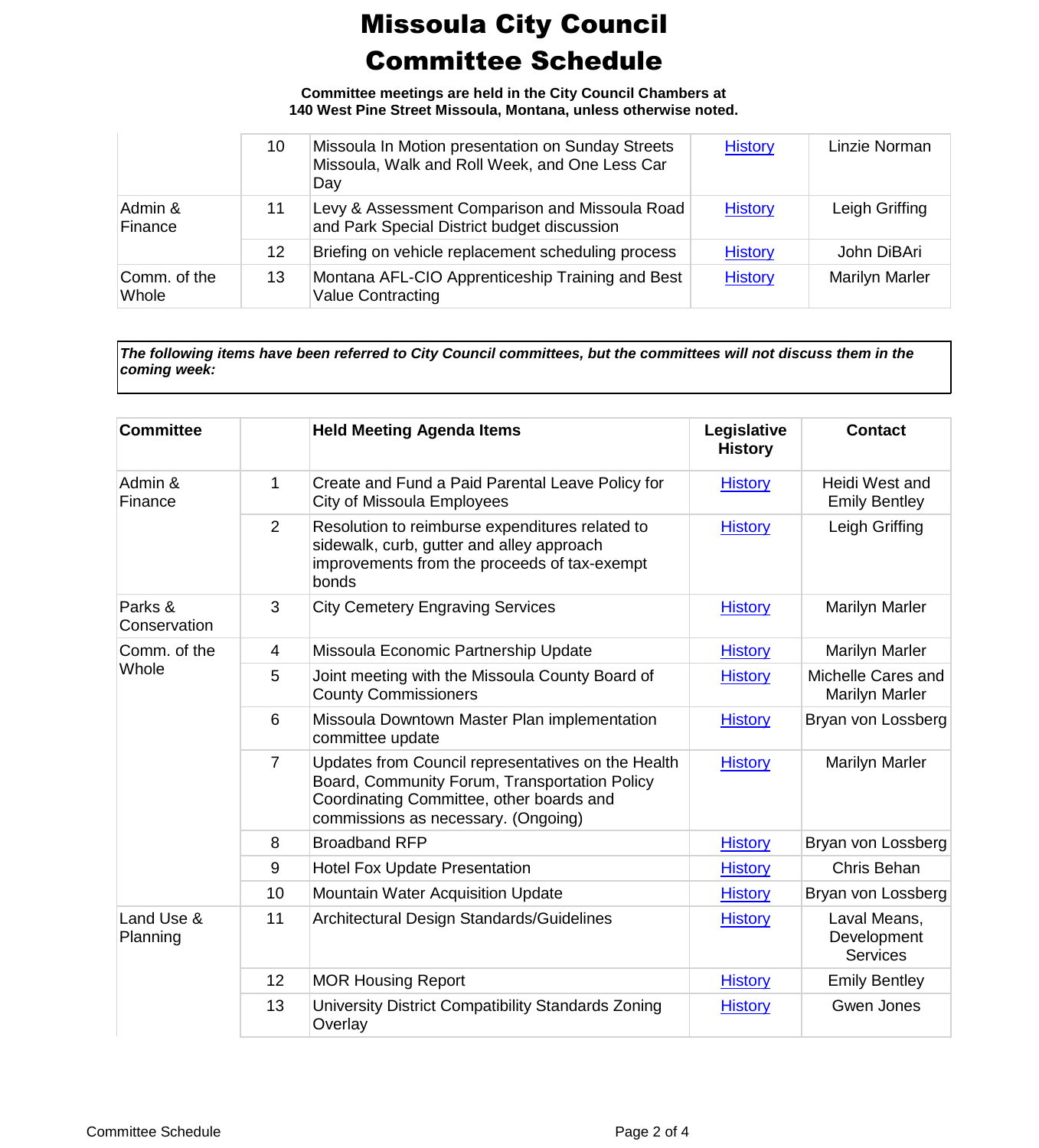# Missoula City Council Committee Schedule

**Committee meetings are held in the City Council Chambers at 140 West Pine Street Missoula, Montana, unless otherwise noted.**

| | | | | |
|---|---|---|---|---|
| | 10 | Missoula In Motion presentation on Sunday Streets Missoula, Walk and Roll Week, and One Less Car Day | History | Linzie Norman |
| Admin & Finance | 11 | Levy & Assessment Comparison and Missoula Road and Park Special District budget discussion | History | Leigh Griffing |
| | 12 | Briefing on vehicle replacement scheduling process | History | John DiBAri |
| Comm. of the Whole | 13 | Montana AFL-CIO Apprenticeship Training and Best Value Contracting | History | Marilyn Marler |

***The following items have been referred to City Council committees, but the committees will not discuss them in the coming week:***

| **Committee** | | **Held Meeting Agenda Items** | **Legislative History** | **Contact** |
|---|---|---|---|---|
| Admin & Finance | 1 | Create and Fund a Paid Parental Leave Policy for City of Missoula Employees | History | Heidi West and Emily Bentley |
| | 2 | Resolution to reimburse expenditures related to sidewalk, curb, gutter and alley approach improvements from the proceeds of tax-exempt bonds | History | Leigh Griffing |
| Parks & Conservation | 3 | City Cemetery Engraving Services | History | Marilyn Marler |
| Comm. of the Whole | 4 | Missoula Economic Partnership Update | History | Marilyn Marler |
| | 5 | Joint meeting with the Missoula County Board of County Commissioners | History | Michelle Cares and Marilyn Marler |
| | 6 | Missoula Downtown Master Plan implementation committee update | History | Bryan von Lossberg |
| | 7 | Updates from Council representatives on the Health Board, Community Forum, Transportation Policy Coordinating Committee, other boards and commissions as necessary. (Ongoing) | History | Marilyn Marler |
| | 8 | Broadband RFP | History | Bryan von Lossberg |
| | 9 | Hotel Fox Update Presentation | History | Chris Behan |
| | 10 | Mountain Water Acquisition Update | History | Bryan von Lossberg |
| Land Use & Planning | 11 | Architectural Design Standards/Guidelines | History | Laval Means, Development Services |
| | 12 | MOR Housing Report | History | Emily Bentley |
| | 13 | University District Compatibility Standards Zoning Overlay | History | Gwen Jones |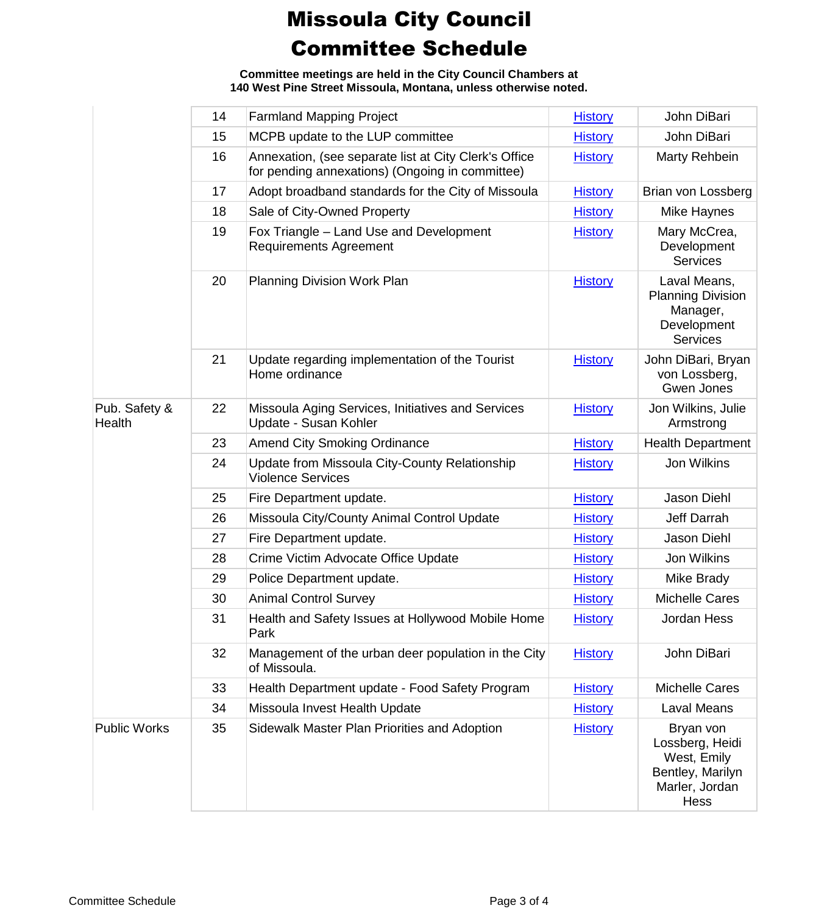# Missoula City Council
# Committee Schedule

**Committee meetings are held in the City Council Chambers at 140 West Pine Street Missoula, Montana, unless otherwise noted.**

| | | | | |
|---|---|---|---|---|
| | 14 | Farmland Mapping Project | History | John DiBari |
| | 15 | MCPB update to the LUP committee | History | John DiBari |
| | 16 | Annexation, (see separate list at City Clerk's Office for pending annexations) (Ongoing in committee) | History | Marty Rehbein |
| | 17 | Adopt broadband standards for the City of Missoula | History | Brian von Lossberg |
| | 18 | Sale of City-Owned Property | History | Mike Haynes |
| | 19 | Fox Triangle – Land Use and Development Requirements Agreement | History | Mary McCrea, Development Services |
| | 20 | Planning Division Work Plan | History | Laval Means, Planning Division Manager, Development Services |
| | 21 | Update regarding implementation of the Tourist Home ordinance | History | John DiBari, Bryan von Lossberg, Gwen Jones |
| Pub. Safety & Health | 22 | Missoula Aging Services, Initiatives and Services Update - Susan Kohler | History | Jon Wilkins, Julie Armstrong |
| | 23 | Amend City Smoking Ordinance | History | Health Department |
| | 24 | Update from Missoula City-County Relationship Violence Services | History | Jon Wilkins |
| | 25 | Fire Department update. | History | Jason Diehl |
| | 26 | Missoula City/County Animal Control Update | History | Jeff Darrah |
| | 27 | Fire Department update. | History | Jason Diehl |
| | 28 | Crime Victim Advocate Office Update | History | Jon Wilkins |
| | 29 | Police Department update. | History | Mike Brady |
| | 30 | Animal Control Survey | History | Michelle Cares |
| | 31 | Health and Safety Issues at Hollywood Mobile Home Park | History | Jordan Hess |
| | 32 | Management of the urban deer population in the City of Missoula. | History | John DiBari |
| | 33 | Health Department update - Food Safety Program | History | Michelle Cares |
| | 34 | Missoula Invest Health Update | History | Laval Means |
| Public Works | 35 | Sidewalk Master Plan Priorities and Adoption | History | Bryan von Lossberg, Heidi West, Emily Bentley, Marilyn Marler, Jordan Hess |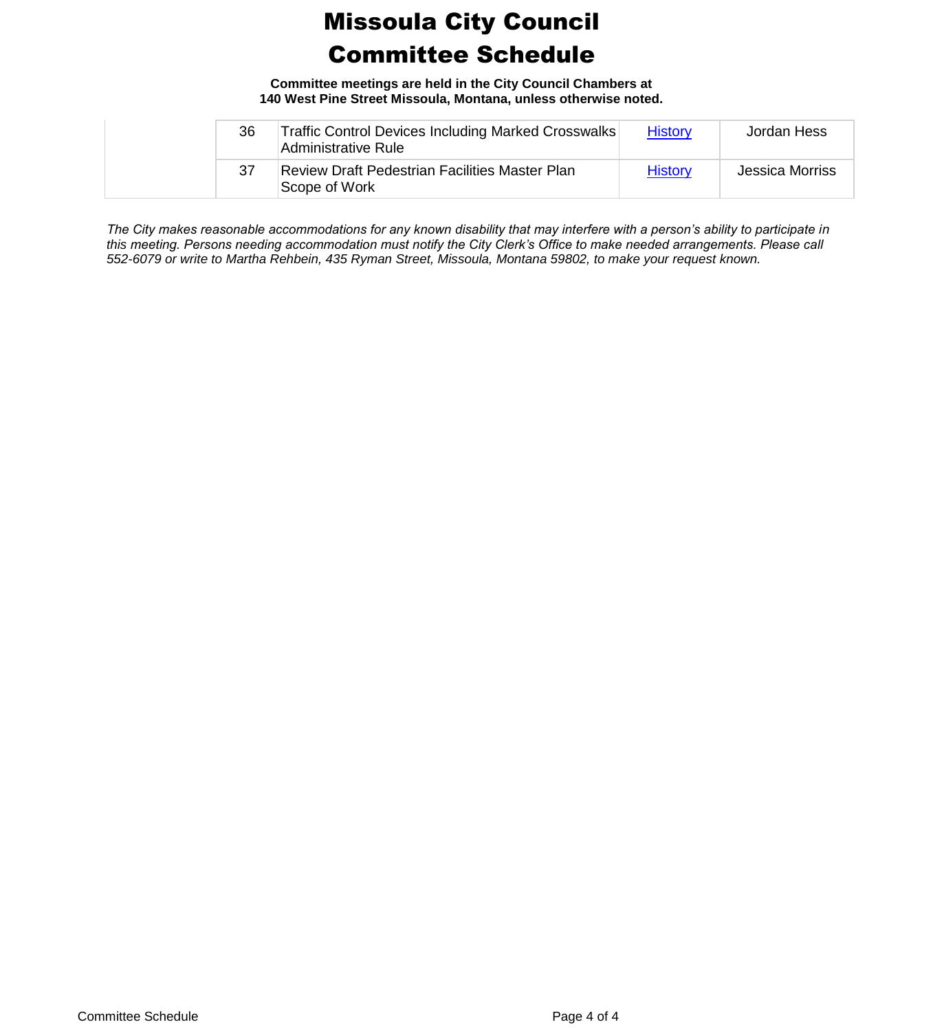# Missoula City Council
# Committee Schedule

**Committee meetings are held in the City Council Chambers at 140 West Pine Street Missoula, Montana, unless otherwise noted.**

| | | | | |
|---|---|---|---|---|
| | 36 | Traffic Control Devices Including Marked Crosswalks Administrative Rule | History | Jordan Hess |
| | 37 | Review Draft Pedestrian Facilities Master Plan Scope of Work | History | Jessica Morriss |

*The City makes reasonable accommodations for any known disability that may interfere with a person's ability to participate in this meeting. Persons needing accommodation must notify the City Clerk's Office to make needed arrangements. Please call 552-6079 or write to Martha Rehbein, 435 Ryman Street, Missoula, Montana 59802, to make your request known.*